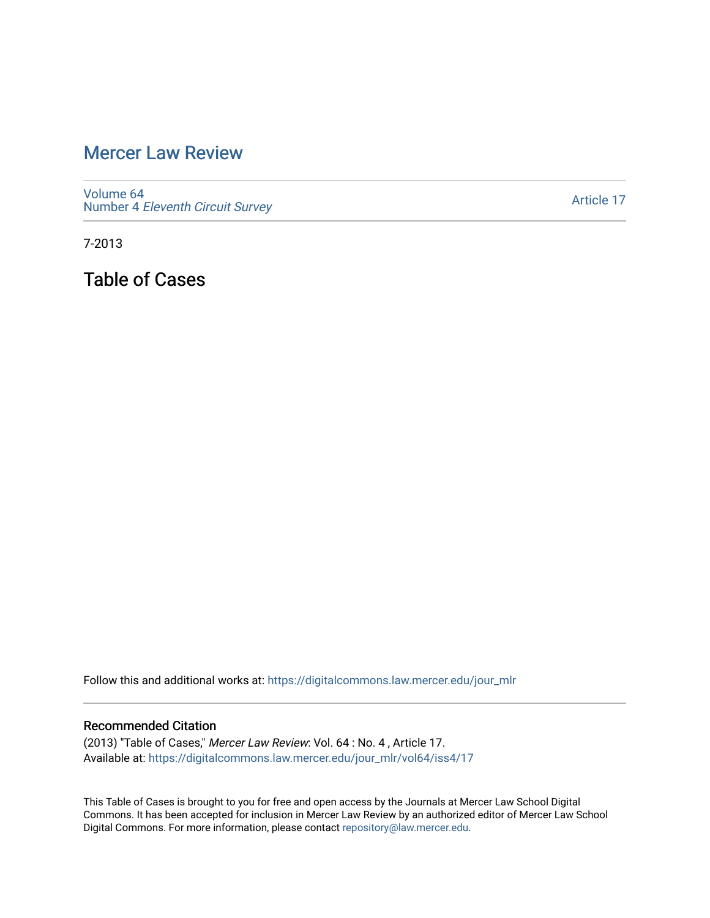# Mercer Law Review

Volume 64
Number 4 *Eleventh Circuit Survey*

Article 17

7-2013

## Table of Cases

Follow this and additional works at: https://digitalcommons.law.mercer.edu/jour_mlr

### Recommended Citation

(2013) "Table of Cases," *Mercer Law Review*: Vol. 64 : No. 4 , Article 17.
Available at: https://digitalcommons.law.mercer.edu/jour_mlr/vol64/iss4/17

This Table of Cases is brought to you for free and open access by the Journals at Mercer Law School Digital Commons. It has been accepted for inclusion in Mercer Law Review by an authorized editor of Mercer Law School Digital Commons. For more information, please contact repository@law.mercer.edu.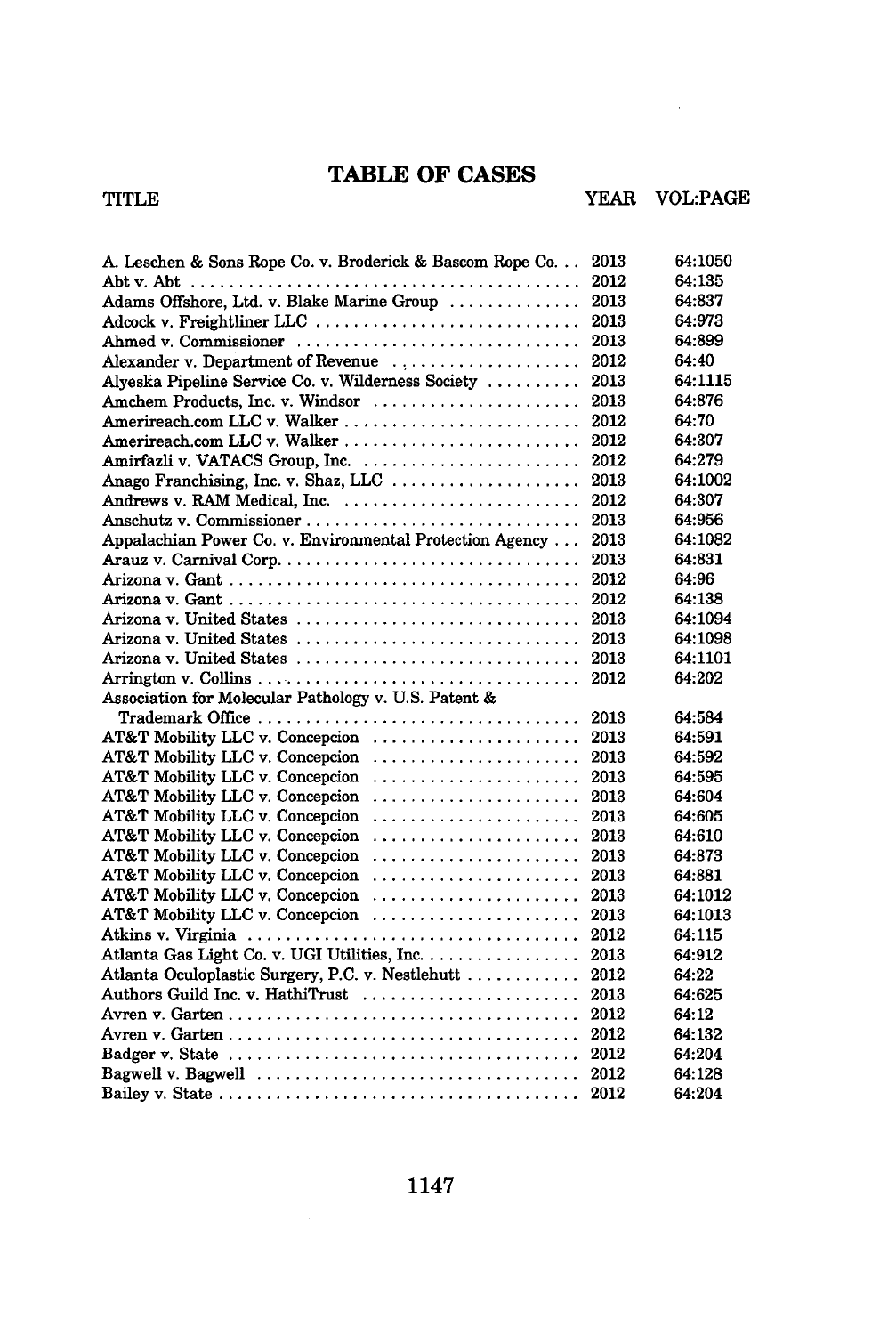# TABLE OF CASES

| TITLE | YEAR | VOL:PAGE |
|---|---|---|
| A. Leschen & Sons Rope Co. v. Broderick & Bascom Rope Co. | 2013 | 64:1050 |
| Abt v. Abt | 2012 | 64:135 |
| Adams Offshore, Ltd. v. Blake Marine Group | 2013 | 64:837 |
| Adcock v. Freightliner LLC | 2013 | 64:973 |
| Ahmed v. Commissioner | 2013 | 64:899 |
| Alexander v. Department of Revenue | 2012 | 64:40 |
| Alyeska Pipeline Service Co. v. Wilderness Society | 2013 | 64:1115 |
| Amchem Products, Inc. v. Windsor | 2013 | 64:876 |
| Amerireach.com LLC v. Walker | 2012 | 64:70 |
| Amerireach.com LLC v. Walker | 2012 | 64:307 |
| Amirfazli v. VATACS Group, Inc. | 2012 | 64:279 |
| Anago Franchising, Inc. v. Shaz, LLC | 2013 | 64:1002 |
| Andrews v. RAM Medical, Inc. | 2012 | 64:307 |
| Anschutz v. Commissioner | 2013 | 64:956 |
| Appalachian Power Co. v. Environmental Protection Agency | 2013 | 64:1082 |
| Arauz v. Carnival Corp. | 2013 | 64:831 |
| Arizona v. Gant | 2012 | 64:96 |
| Arizona v. Gant | 2012 | 64:138 |
| Arizona v. United States | 2013 | 64:1094 |
| Arizona v. United States | 2013 | 64:1098 |
| Arizona v. United States | 2013 | 64:1101 |
| Arrington v. Collins | 2012 | 64:202 |
| Association for Molecular Pathology v. U.S. Patent & Trademark Office | 2013 | 64:584 |
| AT&T Mobility LLC v. Concepcion | 2013 | 64:591 |
| AT&T Mobility LLC v. Concepcion | 2013 | 64:592 |
| AT&T Mobility LLC v. Concepcion | 2013 | 64:595 |
| AT&T Mobility LLC v. Concepcion | 2013 | 64:604 |
| AT&T Mobility LLC v. Concepcion | 2013 | 64:605 |
| AT&T Mobility LLC v. Concepcion | 2013 | 64:610 |
| AT&T Mobility LLC v. Concepcion | 2013 | 64:873 |
| AT&T Mobility LLC v. Concepcion | 2013 | 64:881 |
| AT&T Mobility LLC v. Concepcion | 2013 | 64:1012 |
| AT&T Mobility LLC v. Concepcion | 2013 | 64:1013 |
| Atkins v. Virginia | 2012 | 64:115 |
| Atlanta Gas Light Co. v. UGI Utilities, Inc. | 2013 | 64:912 |
| Atlanta Oculoplastic Surgery, P.C. v. Nestlehutt | 2012 | 64:22 |
| Authors Guild Inc. v. HathiTrust | 2013 | 64:625 |
| Avren v. Garten | 2012 | 64:12 |
| Avren v. Garten | 2012 | 64:132 |
| Badger v. State | 2012 | 64:204 |
| Bagwell v. Bagwell | 2012 | 64:128 |
| Bailey v. State | 2012 | 64:204 |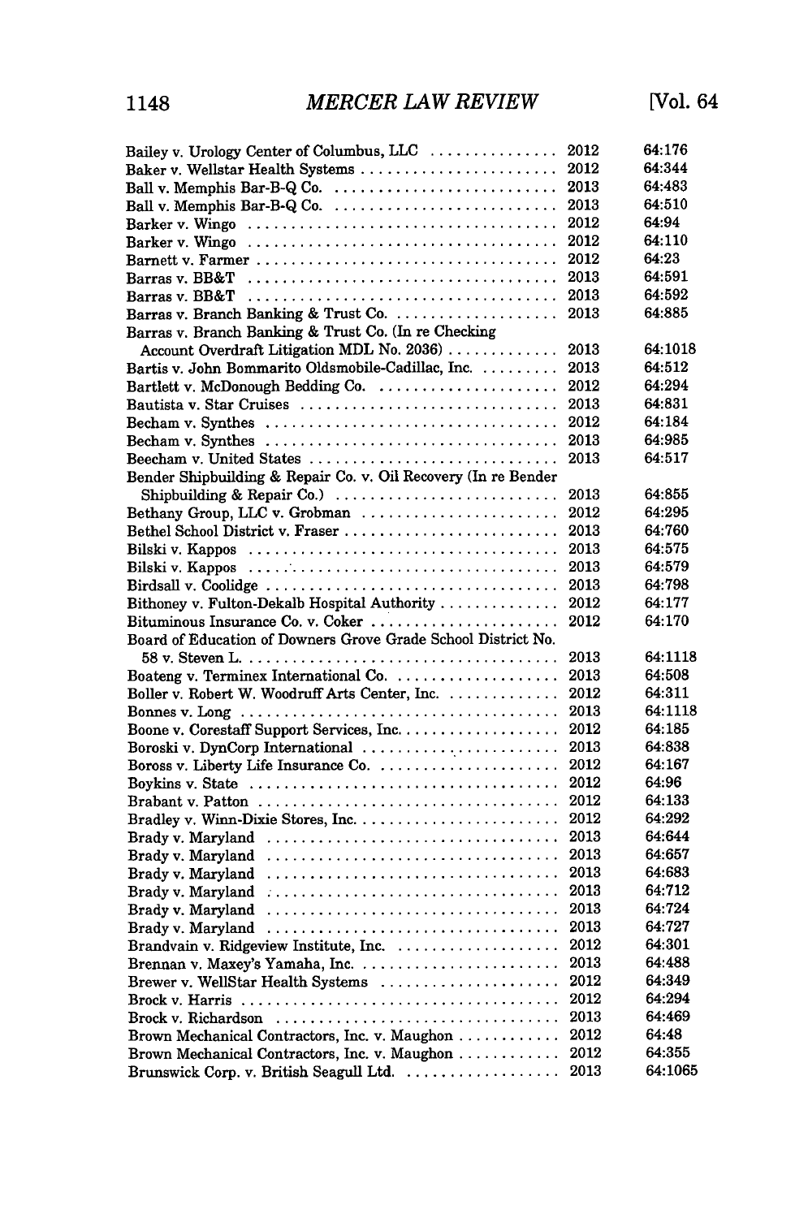| | | |
|---|---|---|
| Bailey v. Urology Center of Columbus, LLC | 2012 | 64:176 |
| Baker v. Wellstar Health Systems | 2012 | 64:344 |
| Ball v. Memphis Bar-B-Q Co. | 2013 | 64:483 |
| Ball v. Memphis Bar-B-Q Co. | 2013 | 64:510 |
| Barker v. Wingo | 2012 | 64:94 |
| Barker v. Wingo | 2012 | 64:110 |
| Barnett v. Farmer | 2012 | 64:23 |
| Barras v. BB&T | 2013 | 64:591 |
| Barras v. BB&T | 2013 | 64:592 |
| Barras v. Branch Banking & Trust Co. | 2013 | 64:885 |
| Barras v. Branch Banking & Trust Co. (In re Checking Account Overdraft Litigation MDL No. 2036) | 2013 | 64:1018 |
| Bartis v. John Bommarito Oldsmobile-Cadillac, Inc. | 2013 | 64:512 |
| Bartlett v. McDonough Bedding Co. | 2012 | 64:294 |
| Bautista v. Star Cruises | 2013 | 64:831 |
| Becham v. Synthes | 2012 | 64:184 |
| Becham v. Synthes | 2013 | 64:985 |
| Beecham v. United States | 2013 | 64:517 |
| Bender Shipbuilding & Repair Co. v. Oil Recovery (In re Bender Shipbuilding & Repair Co.) | 2013 | 64:855 |
| Bethany Group, LLC v. Grobman | 2012 | 64:295 |
| Bethel School District v. Fraser | 2013 | 64:760 |
| Bilski v. Kappos | 2013 | 64:575 |
| Bilski v. Kappos | 2013 | 64:579 |
| Birdsall v. Coolidge | 2013 | 64:798 |
| Bithoney v. Fulton-Dekalb Hospital Authority | 2012 | 64:177 |
| Bituminous Insurance Co. v. Coker | 2012 | 64:170 |
| Board of Education of Downers Grove Grade School District No. 58 v. Steven L. | 2013 | 64:1118 |
| Boateng v. Terminex International Co. | 2013 | 64:508 |
| Boller v. Robert W. Woodruff Arts Center, Inc. | 2012 | 64:311 |
| Bonnes v. Long | 2013 | 64:1118 |
| Boone v. Corestaff Support Services, Inc. | 2012 | 64:185 |
| Boroski v. DynCorp International | 2013 | 64:838 |
| Boross v. Liberty Life Insurance Co. | 2012 | 64:167 |
| Boykins v. State | 2012 | 64:96 |
| Brabant v. Patton | 2012 | 64:133 |
| Bradley v. Winn-Dixie Stores, Inc. | 2012 | 64:292 |
| Brady v. Maryland | 2013 | 64:644 |
| Brady v. Maryland | 2013 | 64:657 |
| Brady v. Maryland | 2013 | 64:683 |
| Brady v. Maryland | 2013 | 64:712 |
| Brady v. Maryland | 2013 | 64:724 |
| Brady v. Maryland | 2013 | 64:727 |
| Brandvain v. Ridgeview Institute, Inc. | 2012 | 64:301 |
| Brennan v. Maxey's Yamaha, Inc. | 2013 | 64:488 |
| Brewer v. WellStar Health Systems | 2012 | 64:349 |
| Brock v. Harris | 2012 | 64:294 |
| Brock v. Richardson | 2013 | 64:469 |
| Brown Mechanical Contractors, Inc. v. Maughon | 2012 | 64:48 |
| Brown Mechanical Contractors, Inc. v. Maughon | 2012 | 64:355 |
| Brunswick Corp. v. British Seagull Ltd. | 2013 | 64:1065 |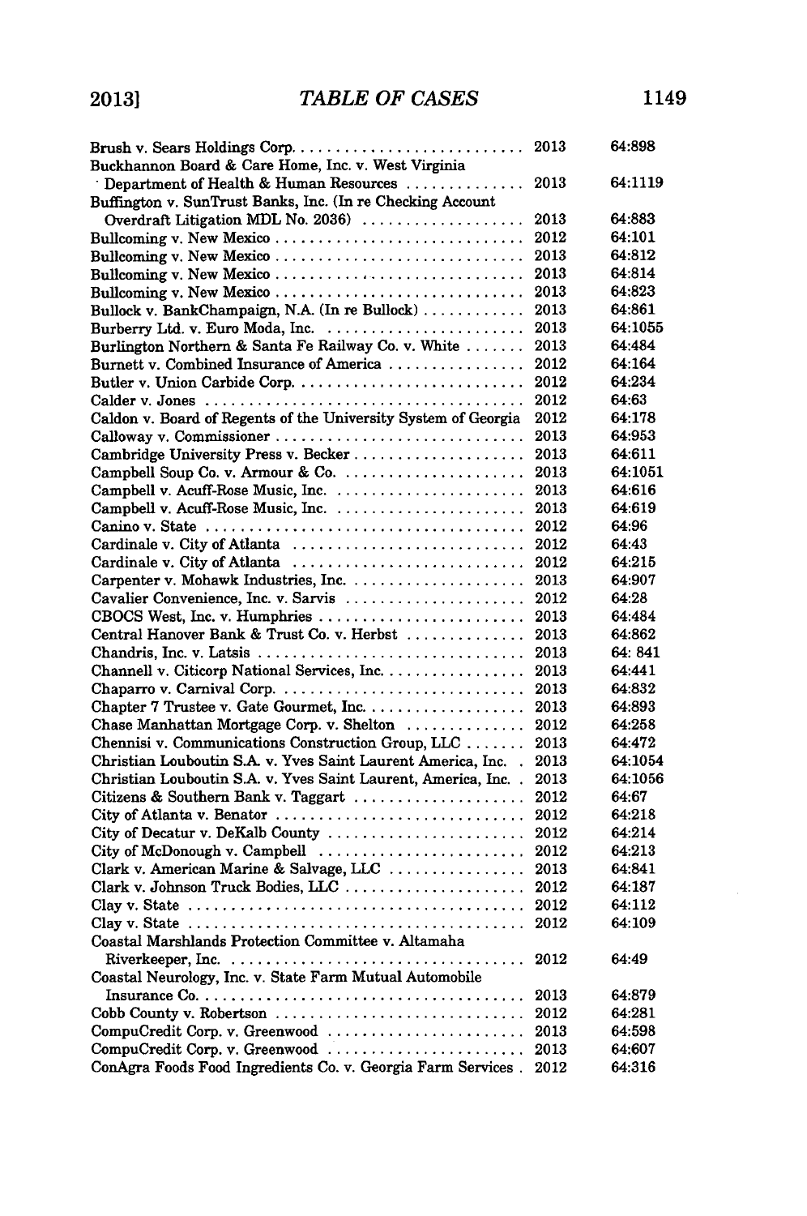| | | |
|---|---|---|
| Brush v. Sears Holdings Corp. | 2013 | 64:898 |
| Buckhannon Board & Care Home, Inc. v. West Virginia Department of Health & Human Resources | 2013 | 64:1119 |
| Buffington v. SunTrust Banks, Inc. (In re Checking Account Overdraft Litigation MDL No. 2036) | 2013 | 64:883 |
| Bullcoming v. New Mexico | 2012 | 64:101 |
| Bullcoming v. New Mexico | 2013 | 64:812 |
| Bullcoming v. New Mexico | 2013 | 64:814 |
| Bullcoming v. New Mexico | 2013 | 64:823 |
| Bullock v. BankChampaign, N.A. (In re Bullock) | 2013 | 64:861 |
| Burberry Ltd. v. Euro Moda, Inc. | 2013 | 64:1055 |
| Burlington Northern & Santa Fe Railway Co. v. White | 2013 | 64:484 |
| Burnett v. Combined Insurance of America | 2012 | 64:164 |
| Butler v. Union Carbide Corp. | 2012 | 64:234 |
| Calder v. Jones | 2012 | 64:63 |
| Caldon v. Board of Regents of the University System of Georgia | 2012 | 64:178 |
| Calloway v. Commissioner | 2013 | 64:953 |
| Cambridge University Press v. Becker | 2013 | 64:611 |
| Campbell Soup Co. v. Armour & Co. | 2013 | 64:1051 |
| Campbell v. Acuff-Rose Music, Inc. | 2013 | 64:616 |
| Campbell v. Acuff-Rose Music, Inc. | 2013 | 64:619 |
| Canino v. State | 2012 | 64:96 |
| Cardinale v. City of Atlanta | 2012 | 64:43 |
| Cardinale v. City of Atlanta | 2012 | 64:215 |
| Carpenter v. Mohawk Industries, Inc. | 2013 | 64:907 |
| Cavalier Convenience, Inc. v. Sarvis | 2012 | 64:28 |
| CBOCS West, Inc. v. Humphries | 2013 | 64:484 |
| Central Hanover Bank & Trust Co. v. Herbst | 2013 | 64:862 |
| Chandris, Inc. v. Latsis | 2013 | 64: 841 |
| Channell v. Citicorp National Services, Inc. | 2013 | 64:441 |
| Chaparro v. Carnival Corp. | 2013 | 64:832 |
| Chapter 7 Trustee v. Gate Gourmet, Inc. | 2013 | 64:893 |
| Chase Manhattan Mortgage Corp. v. Shelton | 2012 | 64:258 |
| Chennisi v. Communications Construction Group, LLC | 2013 | 64:472 |
| Christian Louboutin S.A. v. Yves Saint Laurent America, Inc. | 2013 | 64:1054 |
| Christian Louboutin S.A. v. Yves Saint Laurent, America, Inc. | 2013 | 64:1056 |
| Citizens & Southern Bank v. Taggart | 2012 | 64:67 |
| City of Atlanta v. Benator | 2012 | 64:218 |
| City of Decatur v. DeKalb County | 2012 | 64:214 |
| City of McDonough v. Campbell | 2012 | 64:213 |
| Clark v. American Marine & Salvage, LLC | 2013 | 64:841 |
| Clark v. Johnson Truck Bodies, LLC | 2012 | 64:187 |
| Clay v. State | 2012 | 64:112 |
| Clay v. State | 2012 | 64:109 |
| Coastal Marshlands Protection Committee v. Altamaha Riverkeeper, Inc. | 2012 | 64:49 |
| Coastal Neurology, Inc. v. State Farm Mutual Automobile Insurance Co. | 2013 | 64:879 |
| Cobb County v. Robertson | 2012 | 64:281 |
| CompuCredit Corp. v. Greenwood | 2013 | 64:598 |
| CompuCredit Corp. v. Greenwood | 2013 | 64:607 |
| ConAgra Foods Food Ingredients Co. v. Georgia Farm Services | 2012 | 64:316 |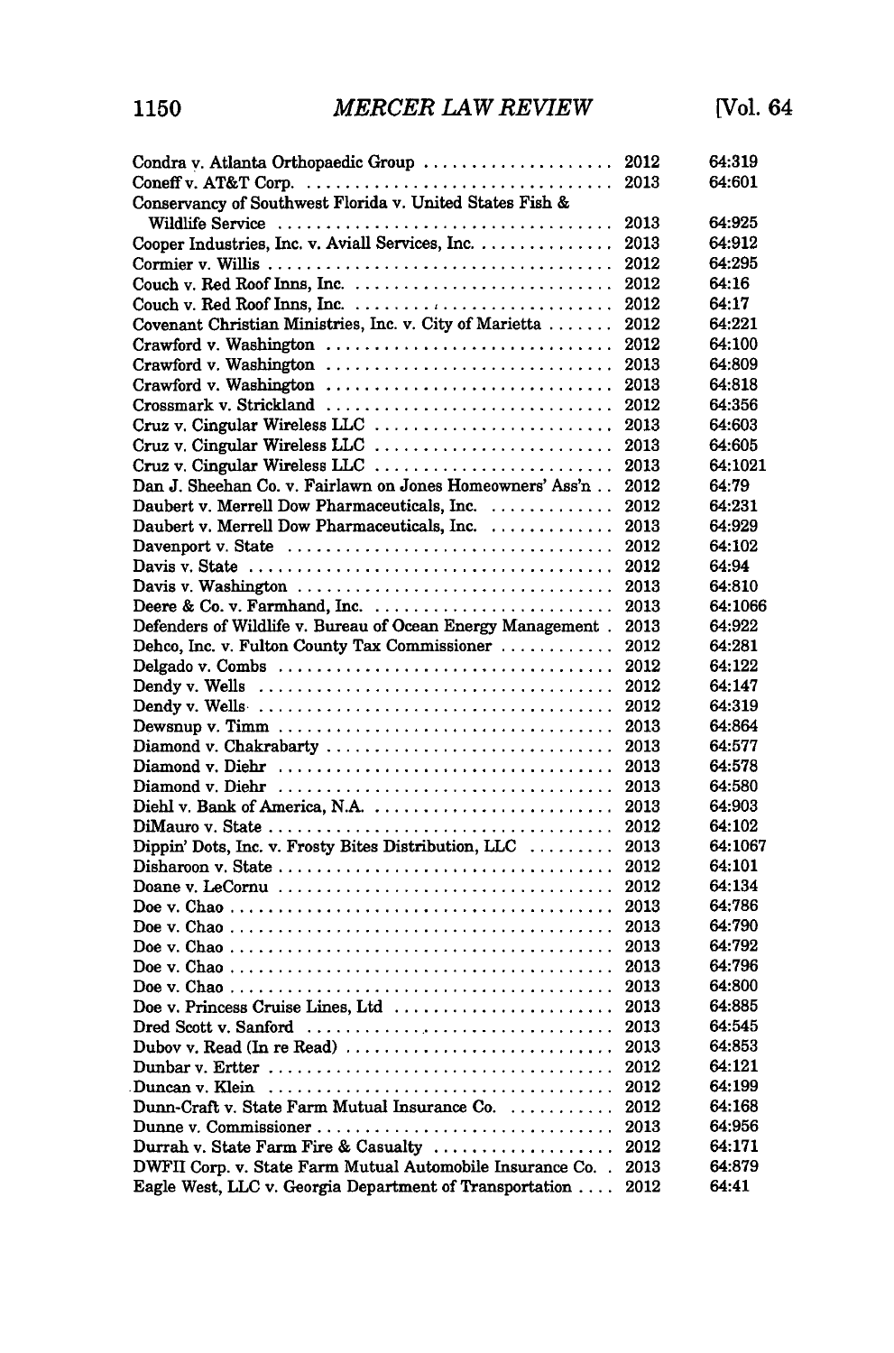| | | |
|---|---|---|
| Condra v. Atlanta Orthopaedic Group | 2012 | 64:319 |
| Coneff v. AT&T Corp. | 2013 | 64:601 |
| Conservancy of Southwest Florida v. United States Fish & Wildlife Service | 2013 | 64:925 |
| Cooper Industries, Inc. v. Aviall Services, Inc. | 2013 | 64:912 |
| Cormier v. Willis | 2012 | 64:295 |
| Couch v. Red Roof Inns, Inc. | 2012 | 64:16 |
| Couch v. Red Roof Inns, Inc. | 2012 | 64:17 |
| Covenant Christian Ministries, Inc. v. City of Marietta | 2012 | 64:221 |
| Crawford v. Washington | 2012 | 64:100 |
| Crawford v. Washington | 2013 | 64:809 |
| Crawford v. Washington | 2013 | 64:818 |
| Crossmark v. Strickland | 2012 | 64:356 |
| Cruz v. Cingular Wireless LLC | 2013 | 64:603 |
| Cruz v. Cingular Wireless LLC | 2013 | 64:605 |
| Cruz v. Cingular Wireless LLC | 2013 | 64:1021 |
| Dan J. Sheehan Co. v. Fairlawn on Jones Homeowners' Ass'n | 2012 | 64:79 |
| Daubert v. Merrell Dow Pharmaceuticals, Inc. | 2012 | 64:231 |
| Daubert v. Merrell Dow Pharmaceuticals, Inc. | 2013 | 64:929 |
| Davenport v. State | 2012 | 64:102 |
| Davis v. State | 2012 | 64:94 |
| Davis v. Washington | 2013 | 64:810 |
| Deere & Co. v. Farmhand, Inc. | 2013 | 64:1066 |
| Defenders of Wildlife v. Bureau of Ocean Energy Management | 2013 | 64:922 |
| Dehco, Inc. v. Fulton County Tax Commissioner | 2012 | 64:281 |
| Delgado v. Combs | 2012 | 64:122 |
| Dendy v. Wells | 2012 | 64:147 |
| Dendy v. Wells | 2012 | 64:319 |
| Dewsnup v. Timm | 2013 | 64:864 |
| Diamond v. Chakrabarty | 2013 | 64:577 |
| Diamond v. Diehr | 2013 | 64:578 |
| Diamond v. Diehr | 2013 | 64:580 |
| Diehl v. Bank of America, N.A. | 2013 | 64:903 |
| DiMauro v. State | 2012 | 64:102 |
| Dippin' Dots, Inc. v. Frosty Bites Distribution, LLC | 2013 | 64:1067 |
| Disharoon v. State | 2012 | 64:101 |
| Doane v. LeCornu | 2012 | 64:134 |
| Doe v. Chao | 2013 | 64:786 |
| Doe v. Chao | 2013 | 64:790 |
| Doe v. Chao | 2013 | 64:792 |
| Doe v. Chao | 2013 | 64:796 |
| Doe v. Chao | 2013 | 64:800 |
| Doe v. Princess Cruise Lines, Ltd | 2013 | 64:885 |
| Dred Scott v. Sanford | 2013 | 64:545 |
| Dubov v. Read (In re Read) | 2013 | 64:853 |
| Dunbar v. Ertter | 2012 | 64:121 |
| Duncan v. Klein | 2012 | 64:199 |
| Dunn-Craft v. State Farm Mutual Insurance Co. | 2012 | 64:168 |
| Dunne v. Commissioner | 2013 | 64:956 |
| Durrah v. State Farm Fire & Casualty | 2012 | 64:171 |
| DWFII Corp. v. State Farm Mutual Automobile Insurance Co. | 2013 | 64:879 |
| Eagle West, LLC v. Georgia Department of Transportation | 2012 | 64:41 |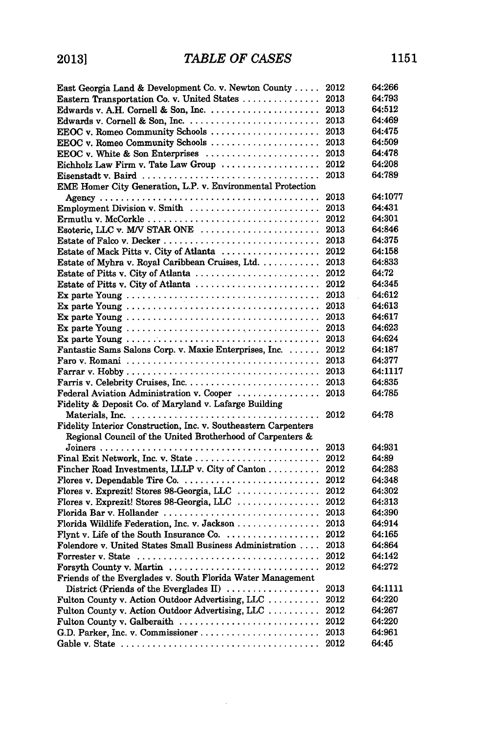| Case | Year | Citation |
|---|---|---|
| East Georgia Land & Development Co. v. Newton County | 2012 | 64:266 |
| Eastern Transportation Co. v. United States | 2013 | 64:793 |
| Edwards v. A.H. Cornell & Son, Inc. | 2013 | 64:512 |
| Edwards v. Cornell & Son, Inc. | 2013 | 64:469 |
| EEOC v. Romeo Community Schools | 2013 | 64:475 |
| EEOC v. Romeo Community Schools | 2013 | 64:509 |
| EEOC v. White & Son Enterprises | 2013 | 64:478 |
| Eichholz Law Firm v. Tate Law Group | 2012 | 64:208 |
| Eisenstadt v. Baird | 2013 | 64:789 |
| EME Homer City Generation, L.P. v. Environmental Protection Agency | 2013 | 64:1077 |
| Employment Division v. Smith | 2013 | 64:431 |
| Ermutlu v. McCorkle | 2012 | 64:301 |
| Esoteric, LLC v. M/V STAR ONE | 2013 | 64:846 |
| Estate of Falco v. Decker | 2013 | 64:375 |
| Estate of Mack Pitts v. City of Atlanta | 2012 | 64:158 |
| Estate of Myhra v. Royal Caribbean Cruises, Ltd. | 2013 | 64:833 |
| Estate of Pitts v. City of Atlanta | 2012 | 64:72 |
| Estate of Pitts v. City of Atlanta | 2012 | 64:345 |
| Ex parte Young | 2013 | 64:612 |
| Ex parte Young | 2013 | 64:613 |
| Ex parte Young | 2013 | 64:617 |
| Ex parte Young | 2013 | 64:623 |
| Ex parte Young | 2013 | 64:624 |
| Fantastic Sams Salons Corp. v. Maxie Enterprises, Inc. | 2012 | 64:187 |
| Faro v. Romani | 2013 | 64:377 |
| Farrar v. Hobby | 2013 | 64:1117 |
| Farris v. Celebrity Cruises, Inc. | 2013 | 64:835 |
| Federal Aviation Administration v. Cooper | 2013 | 64:785 |
| Fidelity & Deposit Co. of Maryland v. Lafarge Building Materials, Inc. | 2012 | 64:78 |
| Fidelity Interior Construction, Inc. v. Southeastern Carpenters Regional Council of the United Brotherhood of Carpenters & Joiners | 2013 | 64:931 |
| Final Exit Network, Inc. v. State | 2012 | 64:89 |
| Fincher Road Investments, LLLP v. City of Canton | 2012 | 64:283 |
| Flores v. Dependable Tire Co. | 2012 | 64:348 |
| Flores v. Exprezit! Stores 98-Georgia, LLC | 2012 | 64:302 |
| Flores v. Exprezit! Stores 98-Georgia, LLC | 2012 | 64:313 |
| Florida Bar v. Hollander | 2013 | 64:390 |
| Florida Wildlife Federation, Inc. v. Jackson | 2013 | 64:914 |
| Flynt v. Life of the South Insurance Co. | 2012 | 64:165 |
| Folendore v. United States Small Business Administration | 2013 | 64:864 |
| Forrester v. State | 2012 | 64:142 |
| Forsyth County v. Martin | 2012 | 64:272 |
| Friends of the Everglades v. South Florida Water Management District (Friends of the Everglades II) | 2013 | 64:1111 |
| Fulton County v. Action Outdoor Advertising, LLC | 2012 | 64:220 |
| Fulton County v. Action Outdoor Advertising, LLC | 2012 | 64:267 |
| Fulton County v. Galberaith | 2012 | 64:220 |
| G.D. Parker, Inc. v. Commissioner | 2013 | 64:961 |
| Gable v. State | 2012 | 64:45 |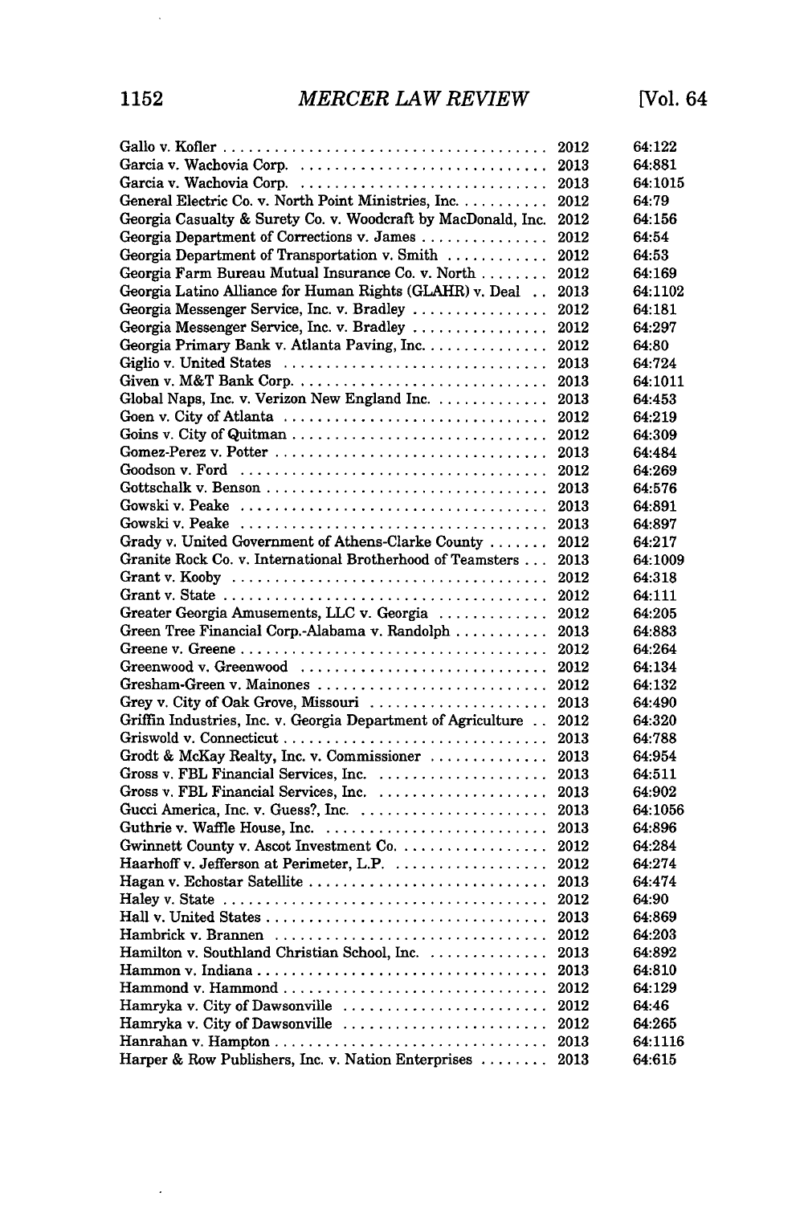| | | |
|---|---|---|
| Gallo v. Kofler | 2012 | 64:122 |
| Garcia v. Wachovia Corp. | 2013 | 64:881 |
| Garcia v. Wachovia Corp. | 2013 | 64:1015 |
| General Electric Co. v. North Point Ministries, Inc. | 2012 | 64:79 |
| Georgia Casualty & Surety Co. v. Woodcraft by MacDonald, Inc. | 2012 | 64:156 |
| Georgia Department of Corrections v. James | 2012 | 64:54 |
| Georgia Department of Transportation v. Smith | 2012 | 64:53 |
| Georgia Farm Bureau Mutual Insurance Co. v. North | 2012 | 64:169 |
| Georgia Latino Alliance for Human Rights (GLAHR) v. Deal | 2013 | 64:1102 |
| Georgia Messenger Service, Inc. v. Bradley | 2012 | 64:181 |
| Georgia Messenger Service, Inc. v. Bradley | 2012 | 64:297 |
| Georgia Primary Bank v. Atlanta Paving, Inc. | 2012 | 64:80 |
| Giglio v. United States | 2013 | 64:724 |
| Given v. M&T Bank Corp. | 2013 | 64:1011 |
| Global Naps, Inc. v. Verizon New England Inc. | 2013 | 64:453 |
| Goen v. City of Atlanta | 2012 | 64:219 |
| Goins v. City of Quitman | 2012 | 64:309 |
| Gomez-Perez v. Potter | 2013 | 64:484 |
| Goodson v. Ford | 2012 | 64:269 |
| Gottschalk v. Benson | 2013 | 64:576 |
| Gowski v. Peake | 2013 | 64:891 |
| Gowski v. Peake | 2013 | 64:897 |
| Grady v. United Government of Athens-Clarke County | 2012 | 64:217 |
| Granite Rock Co. v. International Brotherhood of Teamsters | 2013 | 64:1009 |
| Grant v. Kooby | 2012 | 64:318 |
| Grant v. State | 2012 | 64:111 |
| Greater Georgia Amusements, LLC v. Georgia | 2012 | 64:205 |
| Green Tree Financial Corp.-Alabama v. Randolph | 2013 | 64:883 |
| Greene v. Greene | 2012 | 64:264 |
| Greenwood v. Greenwood | 2012 | 64:134 |
| Gresham-Green v. Mainones | 2012 | 64:132 |
| Grey v. City of Oak Grove, Missouri | 2013 | 64:490 |
| Griffin Industries, Inc. v. Georgia Department of Agriculture | 2012 | 64:320 |
| Griswold v. Connecticut | 2013 | 64:788 |
| Grodt & McKay Realty, Inc. v. Commissioner | 2013 | 64:954 |
| Gross v. FBL Financial Services, Inc. | 2013 | 64:511 |
| Gross v. FBL Financial Services, Inc. | 2013 | 64:902 |
| Gucci America, Inc. v. Guess?, Inc. | 2013 | 64:1056 |
| Guthrie v. Waffle House, Inc. | 2013 | 64:896 |
| Gwinnett County v. Ascot Investment Co. | 2012 | 64:284 |
| Haarhoff v. Jefferson at Perimeter, L.P. | 2012 | 64:274 |
| Hagan v. Echostar Satellite | 2013 | 64:474 |
| Haley v. State | 2012 | 64:90 |
| Hall v. United States | 2013 | 64:869 |
| Hambrick v. Brannen | 2012 | 64:203 |
| Hamilton v. Southland Christian School, Inc. | 2013 | 64:892 |
| Hammon v. Indiana | 2013 | 64:810 |
| Hammond v. Hammond | 2012 | 64:129 |
| Hamryka v. City of Dawsonville | 2012 | 64:46 |
| Hamryka v. City of Dawsonville | 2012 | 64:265 |
| Hanrahan v. Hampton | 2013 | 64:1116 |
| Harper & Row Publishers, Inc. v. Nation Enterprises | 2013 | 64:615 |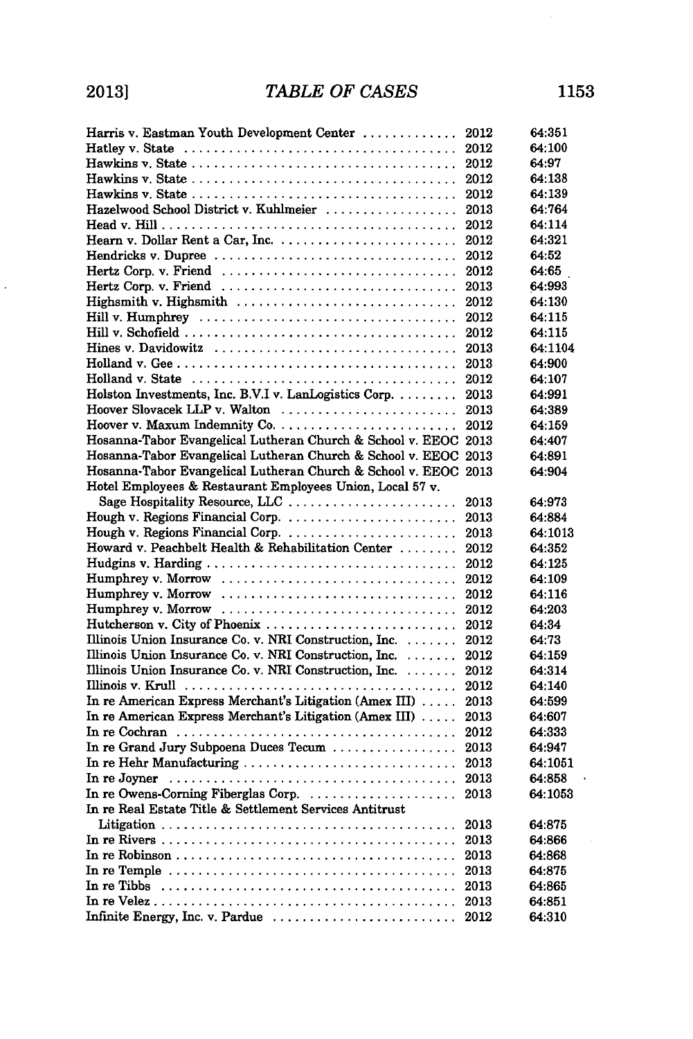| Case | Year | Page |
|---|---|---|
| Harris v. Eastman Youth Development Center | 2012 | 64:351 |
| Hatley v. State | 2012 | 64:100 |
| Hawkins v. State | 2012 | 64:97 |
| Hawkins v. State | 2012 | 64:138 |
| Hawkins v. State | 2012 | 64:139 |
| Hazelwood School District v. Kuhlmeier | 2013 | 64:764 |
| Head v. Hill | 2012 | 64:114 |
| Hearn v. Dollar Rent a Car, Inc. | 2012 | 64:321 |
| Hendricks v. Dupree | 2012 | 64:52 |
| Hertz Corp. v. Friend | 2012 | 64:65 |
| Hertz Corp. v. Friend | 2013 | 64:993 |
| Highsmith v. Highsmith | 2012 | 64:130 |
| Hill v. Humphrey | 2012 | 64:115 |
| Hill v. Schofield | 2012 | 64:115 |
| Hines v. Davidowitz | 2013 | 64:1104 |
| Holland v. Gee | 2013 | 64:900 |
| Holland v. State | 2012 | 64:107 |
| Holston Investments, Inc. B.V.I v. LanLogistics Corp. | 2013 | 64:991 |
| Hoover Slovacek LLP v. Walton | 2013 | 64:389 |
| Hoover v. Maxum Indemnity Co. | 2012 | 64:159 |
| Hosanna-Tabor Evangelical Lutheran Church & School v. EEOC | 2013 | 64:407 |
| Hosanna-Tabor Evangelical Lutheran Church & School v. EEOC | 2013 | 64:891 |
| Hosanna-Tabor Evangelical Lutheran Church & School v. EEOC | 2013 | 64:904 |
| Hotel Employees & Restaurant Employees Union, Local 57 v. Sage Hospitality Resource, LLC | 2013 | 64:973 |
| Hough v. Regions Financial Corp. | 2013 | 64:884 |
| Hough v. Regions Financial Corp. | 2013 | 64:1013 |
| Howard v. Peachbelt Health & Rehabilitation Center | 2012 | 64:352 |
| Hudgins v. Harding | 2012 | 64:125 |
| Humphrey v. Morrow | 2012 | 64:109 |
| Humphrey v. Morrow | 2012 | 64:116 |
| Humphrey v. Morrow | 2012 | 64:203 |
| Hutcherson v. City of Phoenix | 2012 | 64:34 |
| Illinois Union Insurance Co. v. NRI Construction, Inc. | 2012 | 64:73 |
| Illinois Union Insurance Co. v. NRI Construction, Inc. | 2012 | 64:159 |
| Illinois Union Insurance Co. v. NRI Construction, Inc. | 2012 | 64:314 |
| Illinois v. Krull | 2012 | 64:140 |
| In re American Express Merchant's Litigation (Amex III) | 2013 | 64:599 |
| In re American Express Merchant's Litigation (Amex III) | 2013 | 64:607 |
| In re Cochran | 2012 | 64:333 |
| In re Grand Jury Subpoena Duces Tecum | 2013 | 64:947 |
| In re Hehr Manufacturing | 2013 | 64:1051 |
| In re Joyner | 2013 | 64:858 |
| In re Owens-Corning Fiberglas Corp. | 2013 | 64:1053 |
| In re Real Estate Title & Settlement Services Antitrust Litigation | 2013 | 64:875 |
| In re Rivers | 2013 | 64:866 |
| In re Robinson | 2013 | 64:868 |
| In re Temple | 2013 | 64:875 |
| In re Tibbs | 2013 | 64:865 |
| In re Velez | 2013 | 64:851 |
| Infinite Energy, Inc. v. Pardue | 2012 | 64:310 |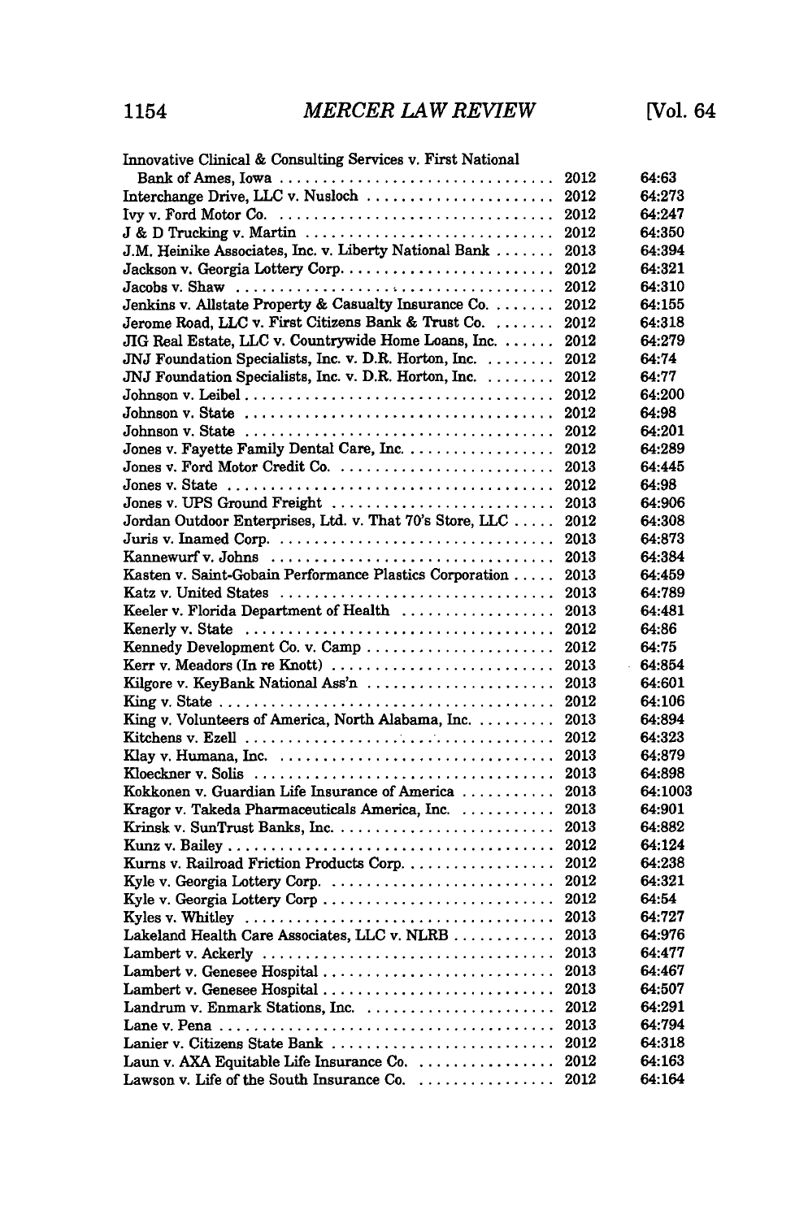| Case | Year | Page |
|---|---|---|
| Innovative Clinical & Consulting Services v. First National Bank of Ames, Iowa | 2012 | 64:63 |
| Interchange Drive, LLC v. Nusloch | 2012 | 64:273 |
| Ivy v. Ford Motor Co. | 2012 | 64:247 |
| J & D Trucking v. Martin | 2012 | 64:350 |
| J.M. Heinike Associates, Inc. v. Liberty National Bank | 2013 | 64:394 |
| Jackson v. Georgia Lottery Corp. | 2012 | 64:321 |
| Jacobs v. Shaw | 2012 | 64:310 |
| Jenkins v. Allstate Property & Casualty Insurance Co. | 2012 | 64:155 |
| Jerome Road, LLC v. First Citizens Bank & Trust Co. | 2012 | 64:318 |
| JIG Real Estate, LLC v. Countrywide Home Loans, Inc. | 2012 | 64:279 |
| JNJ Foundation Specialists, Inc. v. D.R. Horton, Inc. | 2012 | 64:74 |
| JNJ Foundation Specialists, Inc. v. D.R. Horton, Inc. | 2012 | 64:77 |
| Johnson v. Leibel | 2012 | 64:200 |
| Johnson v. State | 2012 | 64:98 |
| Johnson v. State | 2012 | 64:201 |
| Jones v. Fayette Family Dental Care, Inc. | 2012 | 64:289 |
| Jones v. Ford Motor Credit Co. | 2013 | 64:445 |
| Jones v. State | 2012 | 64:98 |
| Jones v. UPS Ground Freight | 2013 | 64:906 |
| Jordan Outdoor Enterprises, Ltd. v. That 70's Store, LLC | 2012 | 64:308 |
| Juris v. Inamed Corp. | 2013 | 64:873 |
| Kannewurf v. Johns | 2013 | 64:384 |
| Kasten v. Saint-Gobain Performance Plastics Corporation | 2013 | 64:459 |
| Katz v. United States | 2013 | 64:789 |
| Keeler v. Florida Department of Health | 2013 | 64:481 |
| Kenerly v. State | 2012 | 64:86 |
| Kennedy Development Co. v. Camp | 2012 | 64:75 |
| Kerr v. Meadors (In re Knott) | 2013 | 64:854 |
| Kilgore v. KeyBank National Ass'n | 2013 | 64:601 |
| King v. State | 2012 | 64:106 |
| King v. Volunteers of America, North Alabama, Inc. | 2013 | 64:894 |
| Kitchens v. Ezell | 2012 | 64:323 |
| Klay v. Humana, Inc. | 2013 | 64:879 |
| Kloeckner v. Solis | 2013 | 64:898 |
| Kokkonen v. Guardian Life Insurance of America | 2013 | 64:1003 |
| Kragor v. Takeda Pharmaceuticals America, Inc. | 2013 | 64:901 |
| Krinsk v. SunTrust Banks, Inc. | 2013 | 64:882 |
| Kunz v. Bailey | 2012 | 64:124 |
| Kurns v. Railroad Friction Products Corp. | 2012 | 64:238 |
| Kyle v. Georgia Lottery Corp. | 2012 | 64:321 |
| Kyle v. Georgia Lottery Corp | 2012 | 64:54 |
| Kyles v. Whitley | 2013 | 64:727 |
| Lakeland Health Care Associates, LLC v. NLRB | 2013 | 64:976 |
| Lambert v. Ackerly | 2013 | 64:477 |
| Lambert v. Genesee Hospital | 2013 | 64:467 |
| Lambert v. Genesee Hospital | 2013 | 64:507 |
| Landrum v. Enmark Stations, Inc. | 2012 | 64:291 |
| Lane v. Pena | 2013 | 64:794 |
| Lanier v. Citizens State Bank | 2012 | 64:318 |
| Laun v. AXA Equitable Life Insurance Co. | 2012 | 64:163 |
| Lawson v. Life of the South Insurance Co. | 2012 | 64:164 |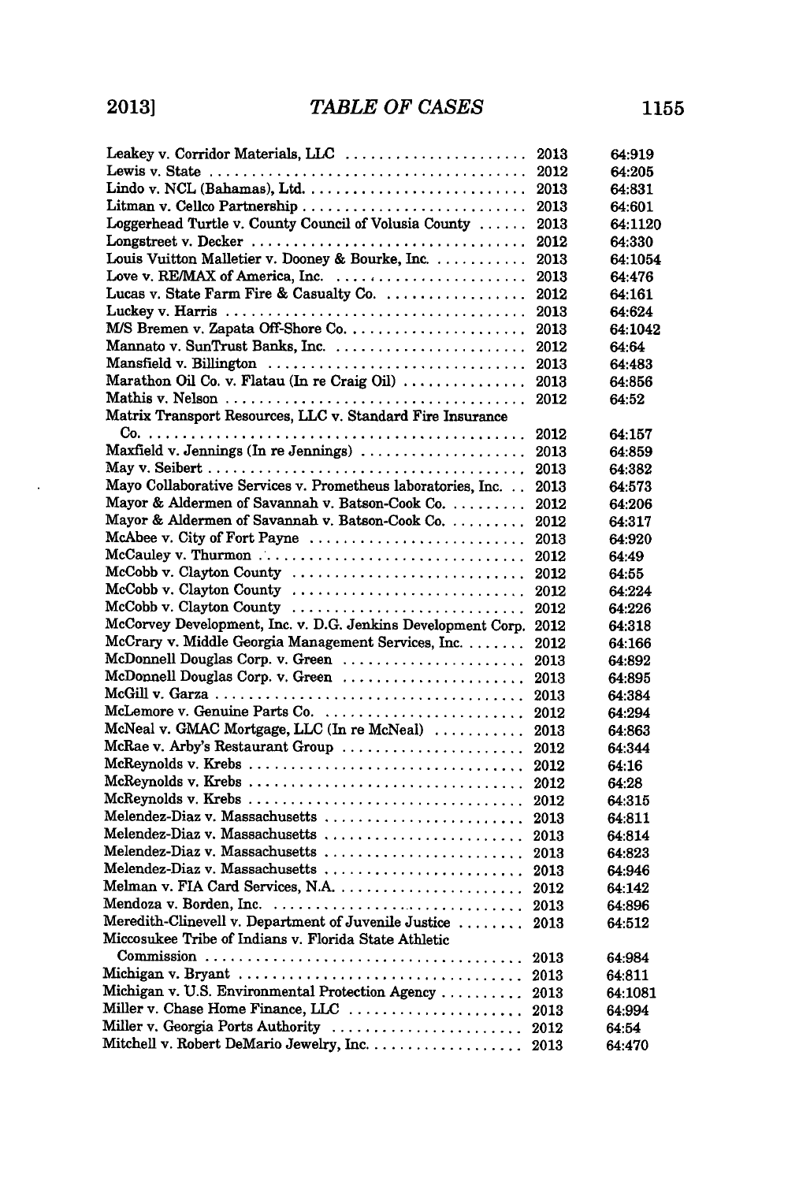| Case | Year | Page |
|---|---|---|
| Leakey v. Corridor Materials, LLC | 2013 | 64:919 |
| Lewis v. State | 2012 | 64:205 |
| Lindo v. NCL (Bahamas), Ltd. | 2013 | 64:831 |
| Litman v. Cellco Partnership | 2013 | 64:601 |
| Loggerhead Turtle v. County Council of Volusia County | 2013 | 64:1120 |
| Longstreet v. Decker | 2012 | 64:330 |
| Louis Vuitton Malletier v. Dooney & Bourke, Inc. | 2013 | 64:1054 |
| Love v. RE/MAX of America, Inc. | 2013 | 64:476 |
| Lucas v. State Farm Fire & Casualty Co. | 2012 | 64:161 |
| Luckey v. Harris | 2013 | 64:624 |
| M/S Bremen v. Zapata Off-Shore Co. | 2013 | 64:1042 |
| Mannato v. SunTrust Banks, Inc. | 2012 | 64:64 |
| Mansfield v. Billington | 2013 | 64:483 |
| Marathon Oil Co. v. Flatau (In re Craig Oil) | 2013 | 64:856 |
| Mathis v. Nelson | 2012 | 64:52 |
| Matrix Transport Resources, LLC v. Standard Fire Insurance Co. | 2012 | 64:157 |
| Maxfield v. Jennings (In re Jennings) | 2013 | 64:859 |
| May v. Seibert | 2013 | 64:382 |
| Mayo Collaborative Services v. Prometheus laboratories, Inc. | 2013 | 64:573 |
| Mayor & Aldermen of Savannah v. Batson-Cook Co. | 2012 | 64:206 |
| Mayor & Aldermen of Savannah v. Batson-Cook Co. | 2012 | 64:317 |
| McAbee v. City of Fort Payne | 2013 | 64:920 |
| McCauley v. Thurmon | 2012 | 64:49 |
| McCobb v. Clayton County | 2012 | 64:55 |
| McCobb v. Clayton County | 2012 | 64:224 |
| McCobb v. Clayton County | 2012 | 64:226 |
| McCorvey Development, Inc. v. D.G. Jenkins Development Corp. | 2012 | 64:318 |
| McCrary v. Middle Georgia Management Services, Inc. | 2012 | 64:166 |
| McDonnell Douglas Corp. v. Green | 2013 | 64:892 |
| McDonnell Douglas Corp. v. Green | 2013 | 64:895 |
| McGill v. Garza | 2013 | 64:384 |
| McLemore v. Genuine Parts Co. | 2012 | 64:294 |
| McNeal v. GMAC Mortgage, LLC (In re McNeal) | 2013 | 64:863 |
| McRae v. Arby's Restaurant Group | 2012 | 64:344 |
| McReynolds v. Krebs | 2012 | 64:16 |
| McReynolds v. Krebs | 2012 | 64:28 |
| McReynolds v. Krebs | 2012 | 64:315 |
| Melendez-Diaz v. Massachusetts | 2013 | 64:811 |
| Melendez-Diaz v. Massachusetts | 2013 | 64:814 |
| Melendez-Diaz v. Massachusetts | 2013 | 64:823 |
| Melendez-Diaz v. Massachusetts | 2013 | 64:946 |
| Melman v. FIA Card Services, N.A. | 2012 | 64:142 |
| Mendoza v. Borden, Inc. | 2013 | 64:896 |
| Meredith-Clinevell v. Department of Juvenile Justice | 2013 | 64:512 |
| Miccosukee Tribe of Indians v. Florida State Athletic Commission | 2013 | 64:984 |
| Michigan v. Bryant | 2013 | 64:811 |
| Michigan v. U.S. Environmental Protection Agency | 2013 | 64:1081 |
| Miller v. Chase Home Finance, LLC | 2013 | 64:994 |
| Miller v. Georgia Ports Authority | 2012 | 64:54 |
| Mitchell v. Robert DeMario Jewelry, Inc. | 2013 | 64:470 |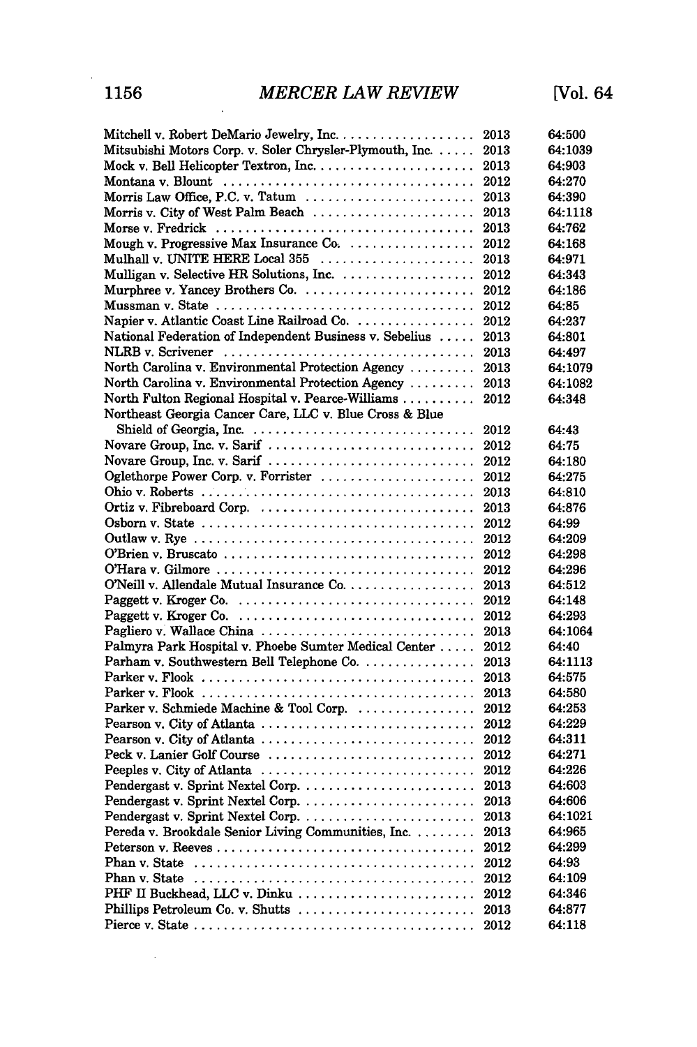| Case | Year | Citation |
|---|---|---|
| Mitchell v. Robert DeMario Jewelry, Inc. | 2013 | 64:500 |
| Mitsubishi Motors Corp. v. Soler Chrysler-Plymouth, Inc. | 2013 | 64:1039 |
| Mock v. Bell Helicopter Textron, Inc. | 2013 | 64:903 |
| Montana v. Blount | 2012 | 64:270 |
| Morris Law Office, P.C. v. Tatum | 2013 | 64:390 |
| Morris v. City of West Palm Beach | 2013 | 64:1118 |
| Morse v. Fredrick | 2013 | 64:762 |
| Mough v. Progressive Max Insurance Co. | 2012 | 64:168 |
| Mulhall v. UNITE HERE Local 355 | 2013 | 64:971 |
| Mulligan v. Selective HR Solutions, Inc. | 2012 | 64:343 |
| Murphree v. Yancey Brothers Co. | 2012 | 64:186 |
| Mussman v. State | 2012 | 64:85 |
| Napier v. Atlantic Coast Line Railroad Co. | 2012 | 64:237 |
| National Federation of Independent Business v. Sebelius | 2013 | 64:801 |
| NLRB v. Scrivener | 2013 | 64:497 |
| North Carolina v. Environmental Protection Agency | 2013 | 64:1079 |
| North Carolina v. Environmental Protection Agency | 2013 | 64:1082 |
| North Fulton Regional Hospital v. Pearce-Williams | 2012 | 64:348 |
| Northeast Georgia Cancer Care, LLC v. Blue Cross & Blue Shield of Georgia, Inc. | 2012 | 64:43 |
| Novare Group, Inc. v. Sarif | 2012 | 64:75 |
| Novare Group, Inc. v. Sarif | 2012 | 64:180 |
| Oglethorpe Power Corp. v. Forrister | 2012 | 64:275 |
| Ohio v. Roberts | 2013 | 64:810 |
| Ortiz v. Fibreboard Corp. | 2013 | 64:876 |
| Osborn v. State | 2012 | 64:99 |
| Outlaw v. Rye | 2012 | 64:209 |
| O'Brien v. Bruscato | 2012 | 64:298 |
| O'Hara v. Gilmore | 2012 | 64:296 |
| O'Neill v. Allendale Mutual Insurance Co. | 2013 | 64:512 |
| Paggett v. Kroger Co. | 2012 | 64:148 |
| Paggett v. Kroger Co. | 2012 | 64:293 |
| Pagliero v. Wallace China | 2013 | 64:1064 |
| Palmyra Park Hospital v. Phoebe Sumter Medical Center | 2012 | 64:40 |
| Parham v. Southwestern Bell Telephone Co. | 2013 | 64:1113 |
| Parker v. Flook | 2013 | 64:575 |
| Parker v. Flook | 2013 | 64:580 |
| Parker v. Schmiede Machine & Tool Corp. | 2012 | 64:253 |
| Pearson v. City of Atlanta | 2012 | 64:229 |
| Pearson v. City of Atlanta | 2012 | 64:311 |
| Peck v. Lanier Golf Course | 2012 | 64:271 |
| Peeples v. City of Atlanta | 2012 | 64:226 |
| Pendergast v. Sprint Nextel Corp. | 2013 | 64:603 |
| Pendergast v. Sprint Nextel Corp. | 2013 | 64:606 |
| Pendergast v. Sprint Nextel Corp. | 2013 | 64:1021 |
| Pereda v. Brookdale Senior Living Communities, Inc. | 2013 | 64:965 |
| Peterson v. Reeves | 2012 | 64:299 |
| Phan v. State | 2012 | 64:93 |
| Phan v. State | 2012 | 64:109 |
| PHF II Buckhead, LLC v. Dinku | 2012 | 64:346 |
| Phillips Petroleum Co. v. Shutts | 2013 | 64:877 |
| Pierce v. State | 2012 | 64:118 |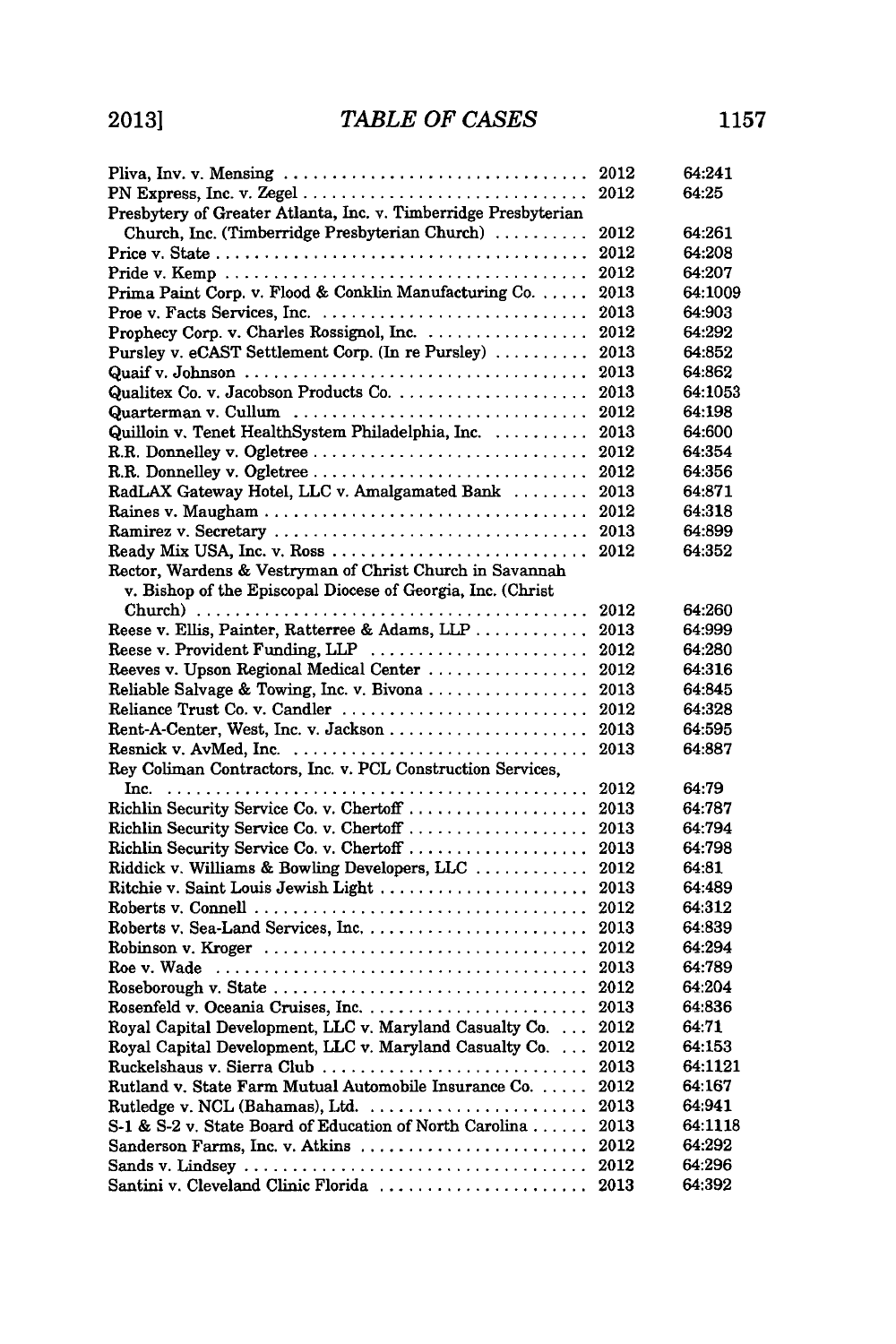| Case | Year | Citation |
|---|---|---|
| Pliva, Inv. v. Mensing | 2012 | 64:241 |
| PN Express, Inc. v. Zegel | 2012 | 64:25 |
| Presbytery of Greater Atlanta, Inc. v. Timberridge Presbyterian Church, Inc. (Timberridge Presbyterian Church) | 2012 | 64:261 |
| Price v. State | 2012 | 64:208 |
| Pride v. Kemp | 2012 | 64:207 |
| Prima Paint Corp. v. Flood & Conklin Manufacturing Co. | 2013 | 64:1009 |
| Proe v. Facts Services, Inc. | 2013 | 64:903 |
| Prophecy Corp. v. Charles Rossignol, Inc. | 2012 | 64:292 |
| Pursley v. eCAST Settlement Corp. (In re Pursley) | 2013 | 64:852 |
| Quaif v. Johnson | 2013 | 64:862 |
| Qualitex Co. v. Jacobson Products Co. | 2013 | 64:1053 |
| Quarterman v. Cullum | 2012 | 64:198 |
| Quilloin v. Tenet HealthSystem Philadelphia, Inc. | 2013 | 64:600 |
| R.R. Donnelley v. Ogletree | 2012 | 64:354 |
| R.R. Donnelley v. Ogletree | 2012 | 64:356 |
| RadLAX Gateway Hotel, LLC v. Amalgamated Bank | 2013 | 64:871 |
| Raines v. Maugham | 2012 | 64:318 |
| Ramirez v. Secretary | 2013 | 64:899 |
| Ready Mix USA, Inc. v. Ross | 2012 | 64:352 |
| Rector, Wardens & Vestryman of Christ Church in Savannah v. Bishop of the Episcopal Diocese of Georgia, Inc. (Christ Church) | 2012 | 64:260 |
| Reese v. Ellis, Painter, Ratterree & Adams, LLP | 2013 | 64:999 |
| Reese v. Provident Funding, LLP | 2012 | 64:280 |
| Reeves v. Upson Regional Medical Center | 2012 | 64:316 |
| Reliable Salvage & Towing, Inc. v. Bivona | 2013 | 64:845 |
| Reliance Trust Co. v. Candler | 2012 | 64:328 |
| Rent-A-Center, West, Inc. v. Jackson | 2013 | 64:595 |
| Resnick v. AvMed, Inc. | 2013 | 64:887 |
| Rey Coliman Contractors, Inc. v. PCL Construction Services, Inc. | 2012 | 64:79 |
| Richlin Security Service Co. v. Chertoff | 2013 | 64:787 |
| Richlin Security Service Co. v. Chertoff | 2013 | 64:794 |
| Richlin Security Service Co. v. Chertoff | 2013 | 64:798 |
| Riddick v. Williams & Bowling Developers, LLC | 2012 | 64:81 |
| Ritchie v. Saint Louis Jewish Light | 2013 | 64:489 |
| Roberts v. Connell | 2012 | 64:312 |
| Roberts v. Sea-Land Services, Inc. | 2013 | 64:839 |
| Robinson v. Kroger | 2012 | 64:294 |
| Roe v. Wade | 2013 | 64:789 |
| Roseborough v. State | 2012 | 64:204 |
| Rosenfeld v. Oceania Cruises, Inc. | 2013 | 64:836 |
| Royal Capital Development, LLC v. Maryland Casualty Co. | 2012 | 64:71 |
| Royal Capital Development, LLC v. Maryland Casualty Co. | 2012 | 64:153 |
| Ruckelshaus v. Sierra Club | 2013 | 64:1121 |
| Rutland v. State Farm Mutual Automobile Insurance Co. | 2012 | 64:167 |
| Rutledge v. NCL (Bahamas), Ltd. | 2013 | 64:941 |
| S-1 & S-2 v. State Board of Education of North Carolina | 2013 | 64:1118 |
| Sanderson Farms, Inc. v. Atkins | 2012 | 64:292 |
| Sands v. Lindsey | 2012 | 64:296 |
| Santini v. Cleveland Clinic Florida | 2013 | 64:392 |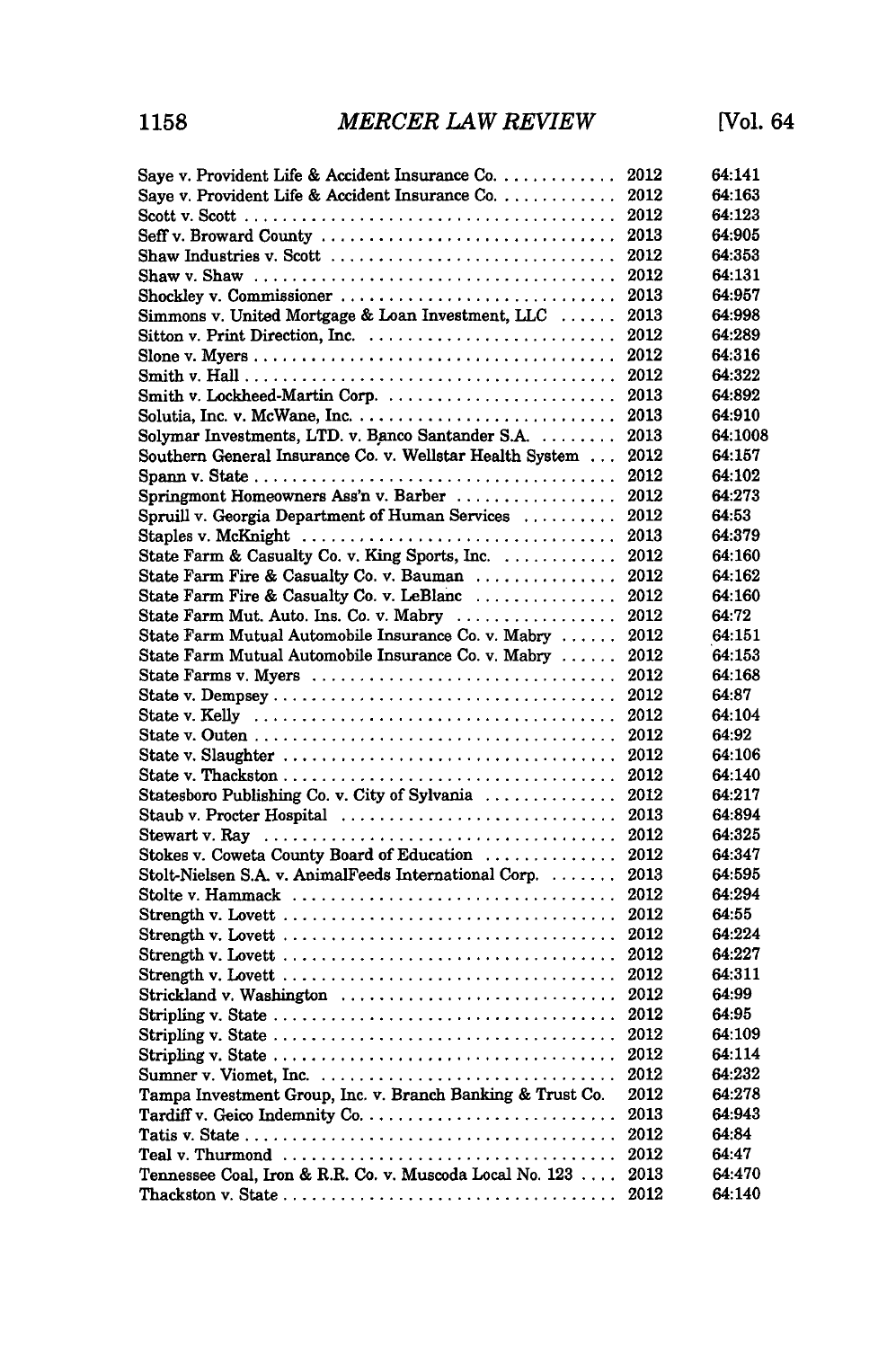| | | |
|---|---|---|
| Saye v. Provident Life & Accident Insurance Co. | 2012 | 64:141 |
| Saye v. Provident Life & Accident Insurance Co. | 2012 | 64:163 |
| Scott v. Scott | 2012 | 64:123 |
| Seff v. Broward County | 2013 | 64:905 |
| Shaw Industries v. Scott | 2012 | 64:353 |
| Shaw v. Shaw | 2012 | 64:131 |
| Shockley v. Commissioner | 2013 | 64:957 |
| Simmons v. United Mortgage & Loan Investment, LLC | 2013 | 64:998 |
| Sitton v. Print Direction, Inc. | 2012 | 64:289 |
| Slone v. Myers | 2012 | 64:316 |
| Smith v. Hall | 2012 | 64:322 |
| Smith v. Lockheed-Martin Corp. | 2013 | 64:892 |
| Solutia, Inc. v. McWane, Inc. | 2013 | 64:910 |
| Solymar Investments, LTD. v. Banco Santander S.A. | 2013 | 64:1008 |
| Southern General Insurance Co. v. Wellstar Health System | 2012 | 64:157 |
| Spann v. State | 2012 | 64:102 |
| Springmont Homeowners Ass'n v. Barber | 2012 | 64:273 |
| Spruill v. Georgia Department of Human Services | 2012 | 64:53 |
| Staples v. McKnight | 2013 | 64:379 |
| State Farm & Casualty Co. v. King Sports, Inc. | 2012 | 64:160 |
| State Farm Fire & Casualty Co. v. Bauman | 2012 | 64:162 |
| State Farm Fire & Casualty Co. v. LeBlanc | 2012 | 64:160 |
| State Farm Mut. Auto. Ins. Co. v. Mabry | 2012 | 64:72 |
| State Farm Mutual Automobile Insurance Co. v. Mabry | 2012 | 64:151 |
| State Farm Mutual Automobile Insurance Co. v. Mabry | 2012 | 64:153 |
| State Farms v. Myers | 2012 | 64:168 |
| State v. Dempsey | 2012 | 64:87 |
| State v. Kelly | 2012 | 64:104 |
| State v. Outen | 2012 | 64:92 |
| State v. Slaughter | 2012 | 64:106 |
| State v. Thackston | 2012 | 64:140 |
| Statesboro Publishing Co. v. City of Sylvania | 2012 | 64:217 |
| Staub v. Procter Hospital | 2013 | 64:894 |
| Stewart v. Ray | 2012 | 64:325 |
| Stokes v. Coweta County Board of Education | 2012 | 64:347 |
| Stolt-Nielsen S.A. v. AnimalFeeds International Corp. | 2013 | 64:595 |
| Stolte v. Hammack | 2012 | 64:294 |
| Strength v. Lovett | 2012 | 64:55 |
| Strength v. Lovett | 2012 | 64:224 |
| Strength v. Lovett | 2012 | 64:227 |
| Strength v. Lovett | 2012 | 64:311 |
| Strickland v. Washington | 2012 | 64:99 |
| Stripling v. State | 2012 | 64:95 |
| Stripling v. State | 2012 | 64:109 |
| Stripling v. State | 2012 | 64:114 |
| Sumner v. Viomet, Inc. | 2012 | 64:232 |
| Tampa Investment Group, Inc. v. Branch Banking & Trust Co. | 2012 | 64:278 |
| Tardiff v. Geico Indemnity Co. | 2013 | 64:943 |
| Tatis v. State | 2012 | 64:84 |
| Teal v. Thurmond | 2012 | 64:47 |
| Tennessee Coal, Iron & R.R. Co. v. Muscoda Local No. 123 | 2013 | 64:470 |
| Thackston v. State | 2012 | 64:140 |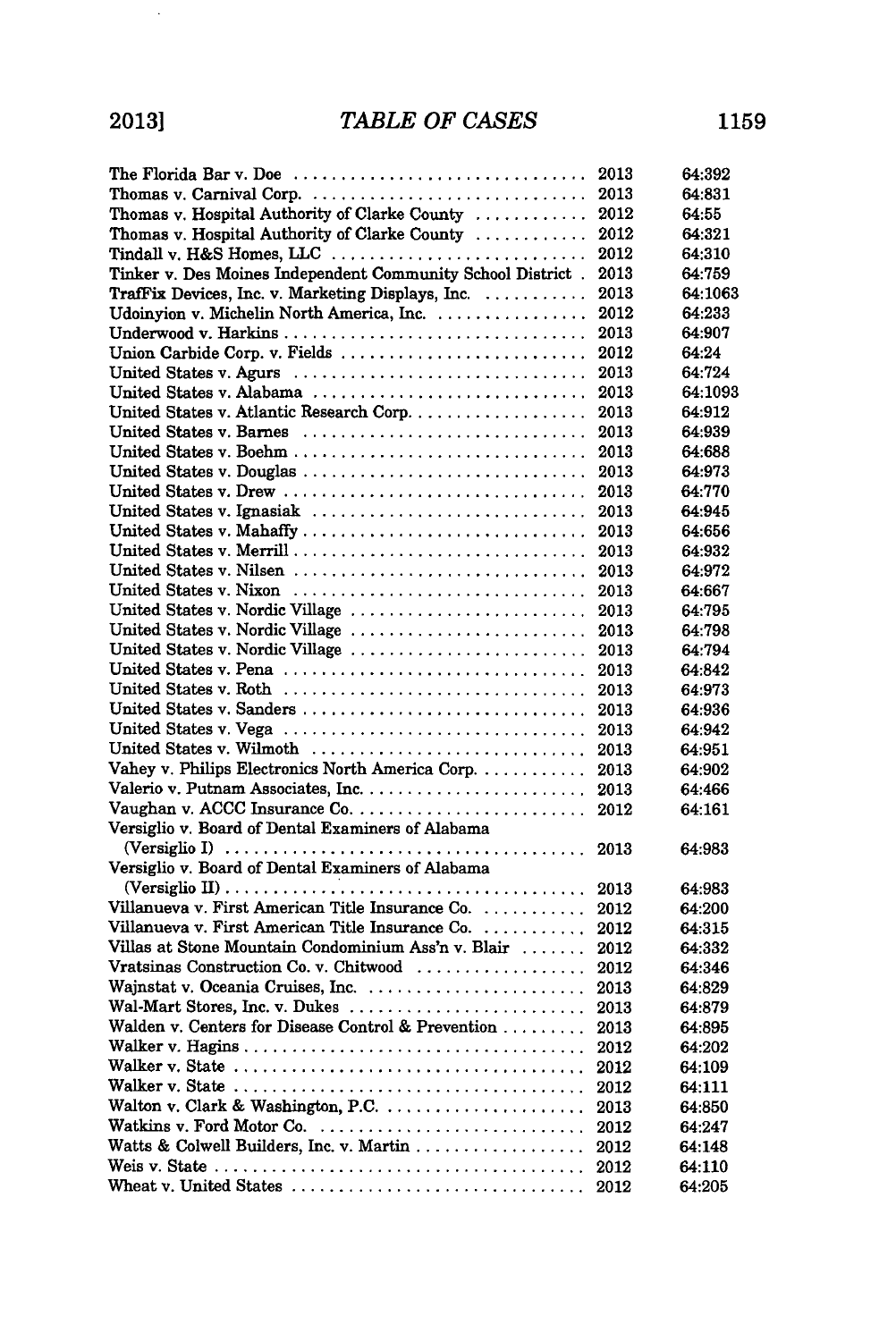| Case | Year | Cite |
|---|---|---|
| The Florida Bar v. Doe | 2013 | 64:392 |
| Thomas v. Carnival Corp. | 2013 | 64:831 |
| Thomas v. Hospital Authority of Clarke County | 2012 | 64:55 |
| Thomas v. Hospital Authority of Clarke County | 2012 | 64:321 |
| Tindall v. H&S Homes, LLC | 2012 | 64:310 |
| Tinker v. Des Moines Independent Community School District | 2013 | 64:759 |
| TrafFix Devices, Inc. v. Marketing Displays, Inc. | 2013 | 64:1063 |
| Udoinyion v. Michelin North America, Inc. | 2012 | 64:233 |
| Underwood v. Harkins | 2013 | 64:907 |
| Union Carbide Corp. v. Fields | 2012 | 64:24 |
| United States v. Agurs | 2013 | 64:724 |
| United States v. Alabama | 2013 | 64:1093 |
| United States v. Atlantic Research Corp. | 2013 | 64:912 |
| United States v. Barnes | 2013 | 64:939 |
| United States v. Boehm | 2013 | 64:688 |
| United States v. Douglas | 2013 | 64:973 |
| United States v. Drew | 2013 | 64:770 |
| United States v. Ignasiak | 2013 | 64:945 |
| United States v. Mahaffy | 2013 | 64:656 |
| United States v. Merrill | 2013 | 64:932 |
| United States v. Nilsen | 2013 | 64:972 |
| United States v. Nixon | 2013 | 64:667 |
| United States v. Nordic Village | 2013 | 64:795 |
| United States v. Nordic Village | 2013 | 64:798 |
| United States v. Nordic Village | 2013 | 64:794 |
| United States v. Pena | 2013 | 64:842 |
| United States v. Roth | 2013 | 64:973 |
| United States v. Sanders | 2013 | 64:936 |
| United States v. Vega | 2013 | 64:942 |
| United States v. Wilmoth | 2013 | 64:951 |
| Vahey v. Philips Electronics North America Corp. | 2013 | 64:902 |
| Valerio v. Putnam Associates, Inc. | 2013 | 64:466 |
| Vaughan v. ACCC Insurance Co. | 2012 | 64:161 |
| Versiglio v. Board of Dental Examiners of Alabama (Versiglio I) | 2013 | 64:983 |
| Versiglio v. Board of Dental Examiners of Alabama (Versiglio II) | 2013 | 64:983 |
| Villanueva v. First American Title Insurance Co. | 2012 | 64:200 |
| Villanueva v. First American Title Insurance Co. | 2012 | 64:315 |
| Villas at Stone Mountain Condominium Ass'n v. Blair | 2012 | 64:332 |
| Vratsinas Construction Co. v. Chitwood | 2012 | 64:346 |
| Wajnstat v. Oceania Cruises, Inc. | 2013 | 64:829 |
| Wal-Mart Stores, Inc. v. Dukes | 2013 | 64:879 |
| Walden v. Centers for Disease Control & Prevention | 2013 | 64:895 |
| Walker v. Hagins | 2012 | 64:202 |
| Walker v. State | 2012 | 64:109 |
| Walker v. State | 2012 | 64:111 |
| Walton v. Clark & Washington, P.C. | 2013 | 64:850 |
| Watkins v. Ford Motor Co. | 2012 | 64:247 |
| Watts & Colwell Builders, Inc. v. Martin | 2012 | 64:148 |
| Weis v. State | 2012 | 64:110 |
| Wheat v. United States | 2012 | 64:205 |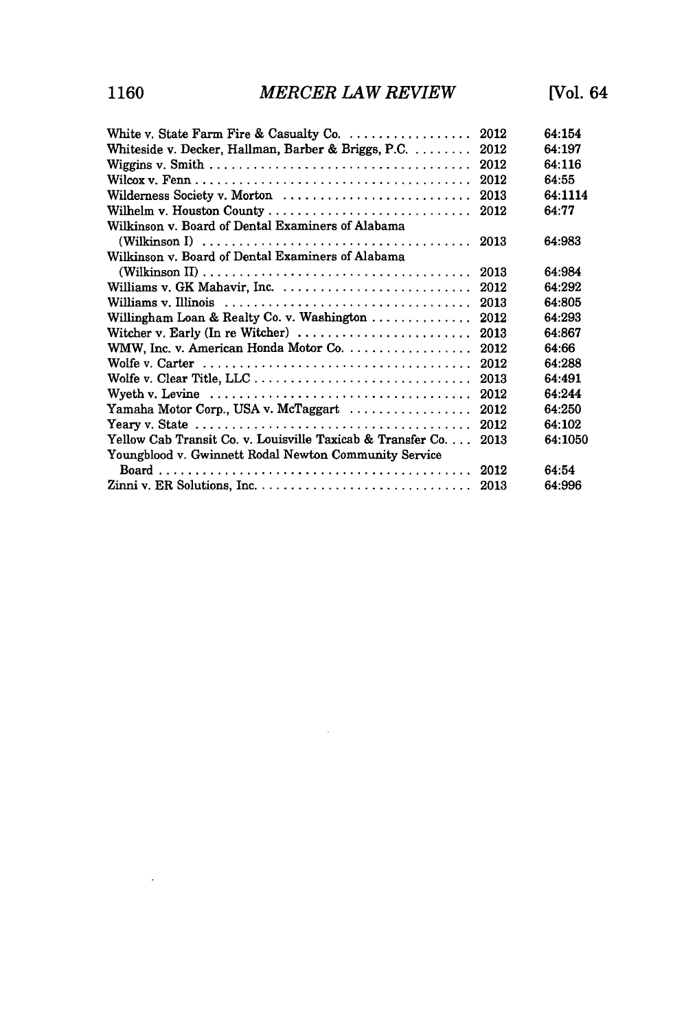| | | |
|---|---|---|
| White v. State Farm Fire & Casualty Co. | 2012 | 64:154 |
| Whiteside v. Decker, Hallman, Barber & Briggs, P.C. | 2012 | 64:197 |
| Wiggins v. Smith | 2012 | 64:116 |
| Wilcox v. Fenn | 2012 | 64:55 |
| Wilderness Society v. Morton | 2013 | 64:1114 |
| Wilhelm v. Houston County | 2012 | 64:77 |
| Wilkinson v. Board of Dental Examiners of Alabama (Wilkinson I) | 2013 | 64:983 |
| Wilkinson v. Board of Dental Examiners of Alabama (Wilkinson II) | 2013 | 64:984 |
| Williams v. GK Mahavir, Inc. | 2012 | 64:292 |
| Williams v. Illinois | 2013 | 64:805 |
| Willingham Loan & Realty Co. v. Washington | 2012 | 64:293 |
| Witcher v. Early (In re Witcher) | 2013 | 64:867 |
| WMW, Inc. v. American Honda Motor Co. | 2012 | 64:66 |
| Wolfe v. Carter | 2012 | 64:288 |
| Wolfe v. Clear Title, LLC | 2013 | 64:491 |
| Wyeth v. Levine | 2012 | 64:244 |
| Yamaha Motor Corp., USA v. McTaggart | 2012 | 64:250 |
| Yeary v. State | 2012 | 64:102 |
| Yellow Cab Transit Co. v. Louisville Taxicab & Transfer Co. | 2013 | 64:1050 |
| Youngblood v. Gwinnett Rodal Newton Community Service Board | 2012 | 64:54 |
| Zinni v. ER Solutions, Inc. | 2013 | 64:996 |